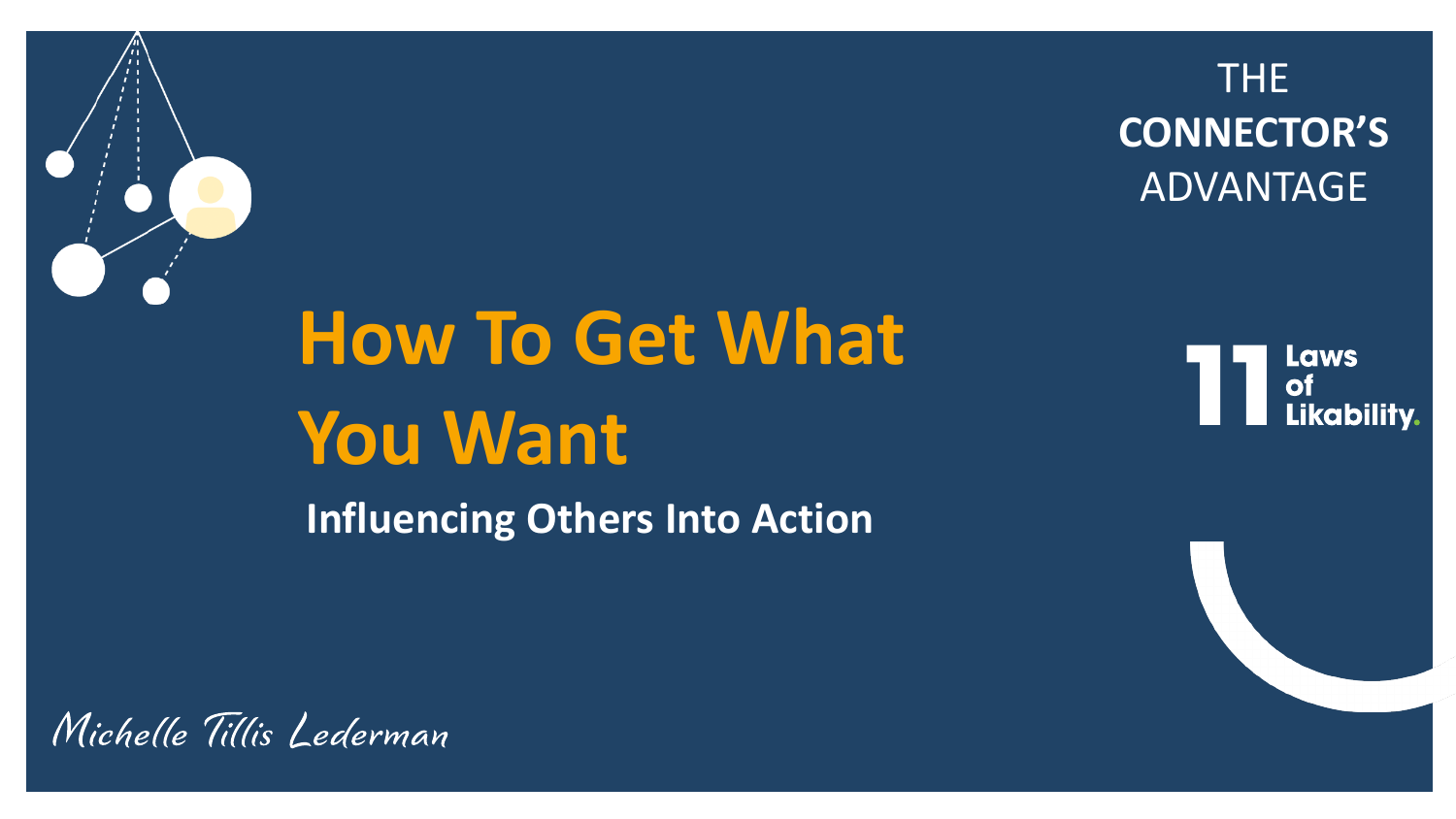THE **CONNECTOR'S** ADVANTAGE

11 Laws of Likability.

# How To Get What You Want

## Influencing Others Into Action

*Michelle Tillis Lederman*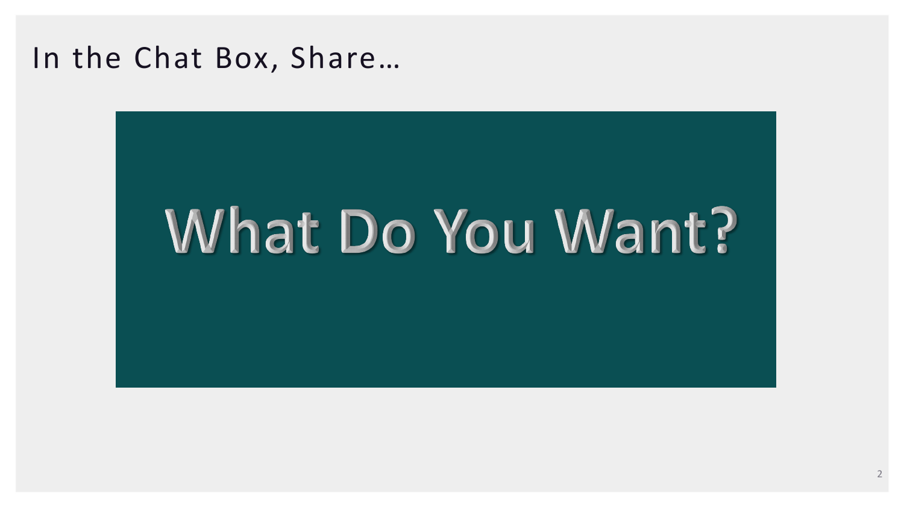# In the Chat Box, Share…

## What Do You Want?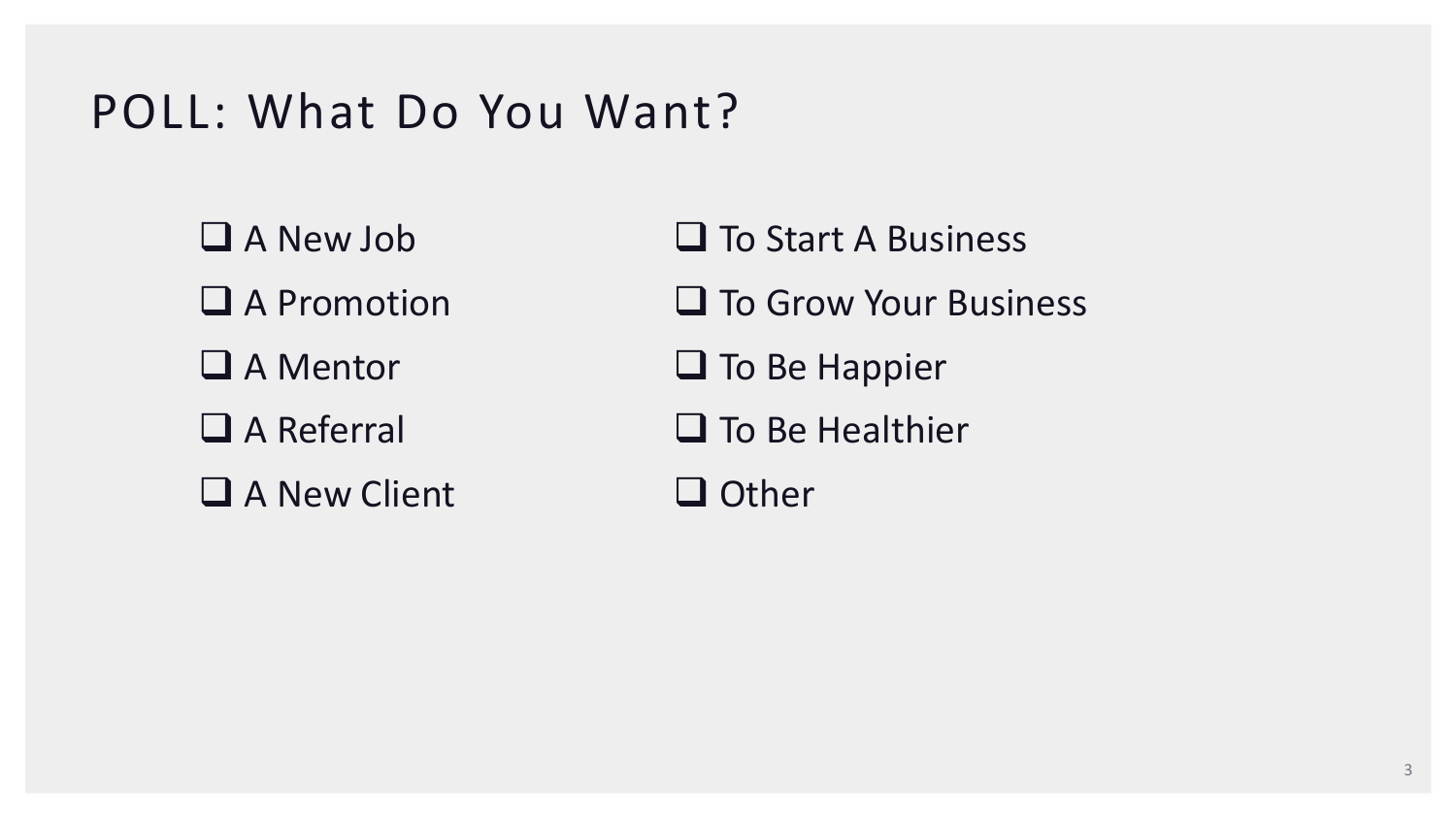# POLL: What Do You Want?

- [ ] A New Job
- [ ] A Promotion
- [ ] A Mentor
- [ ] A Referral
- [ ] A New Client
- [ ] To Start A Business
- [ ] To Grow Your Business
- [ ] To Be Happier
- [ ] To Be Healthier
- [ ] Other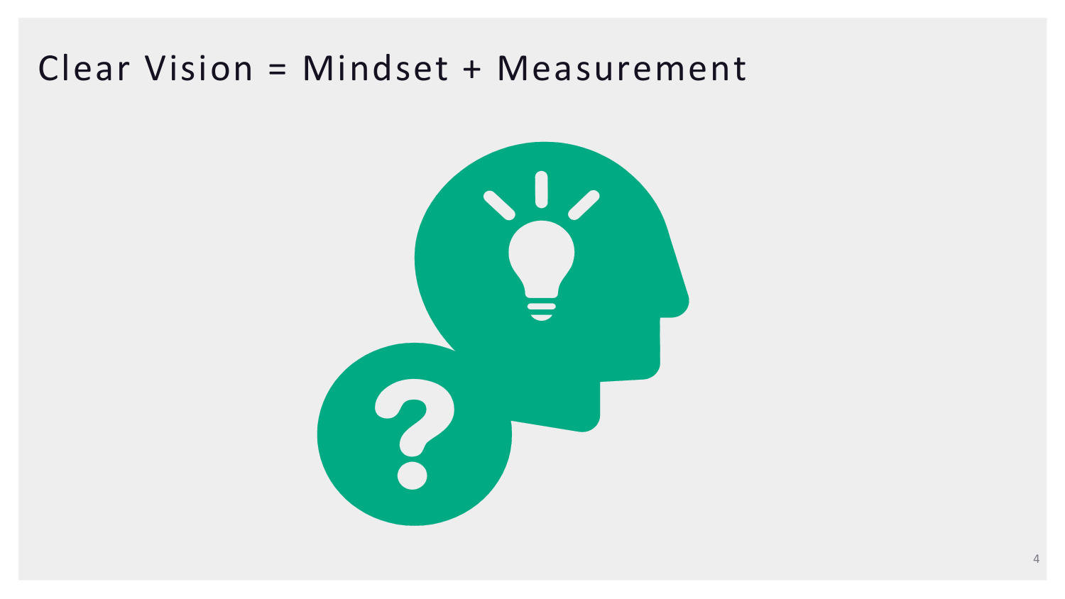# Clear Vision = Mindset + Measurement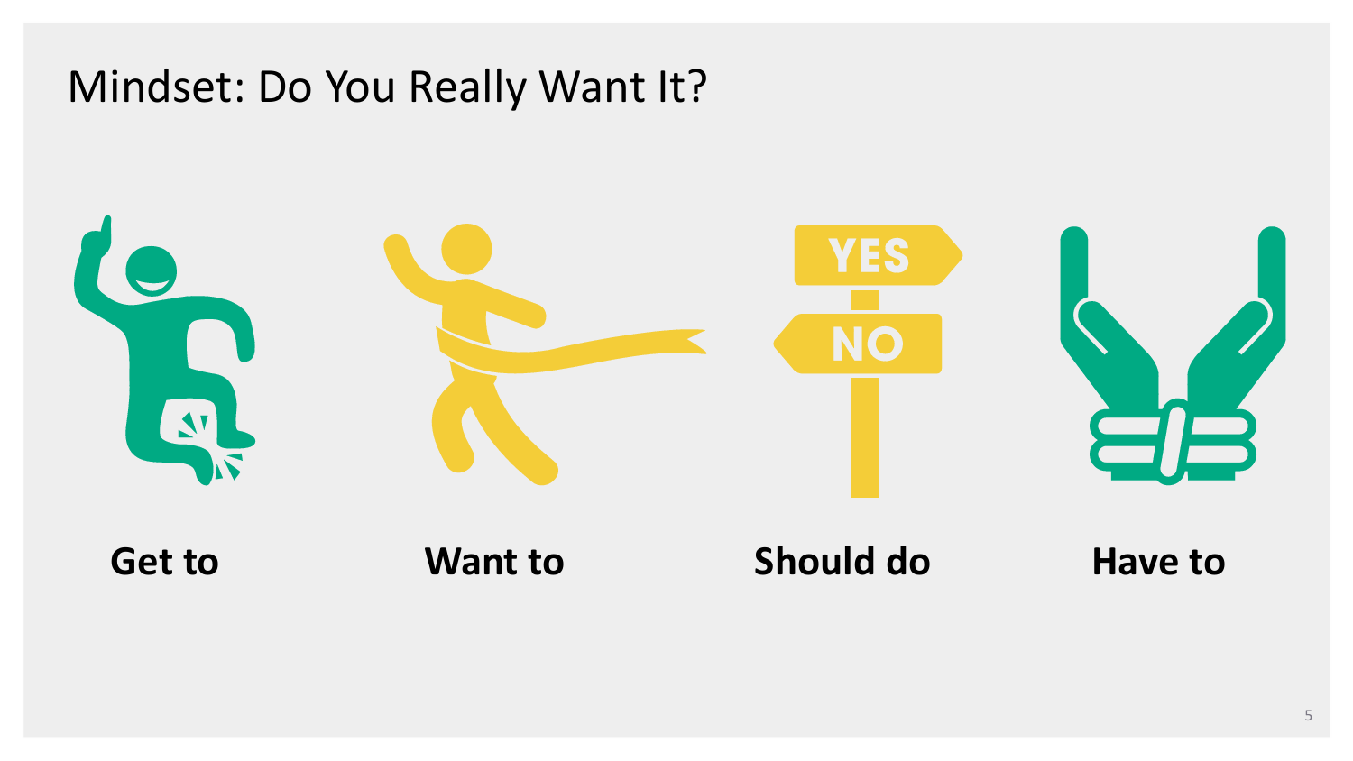# Mindset: Do You Really Want It?

**Get to**

**Want to**

**Should do**

**Have to**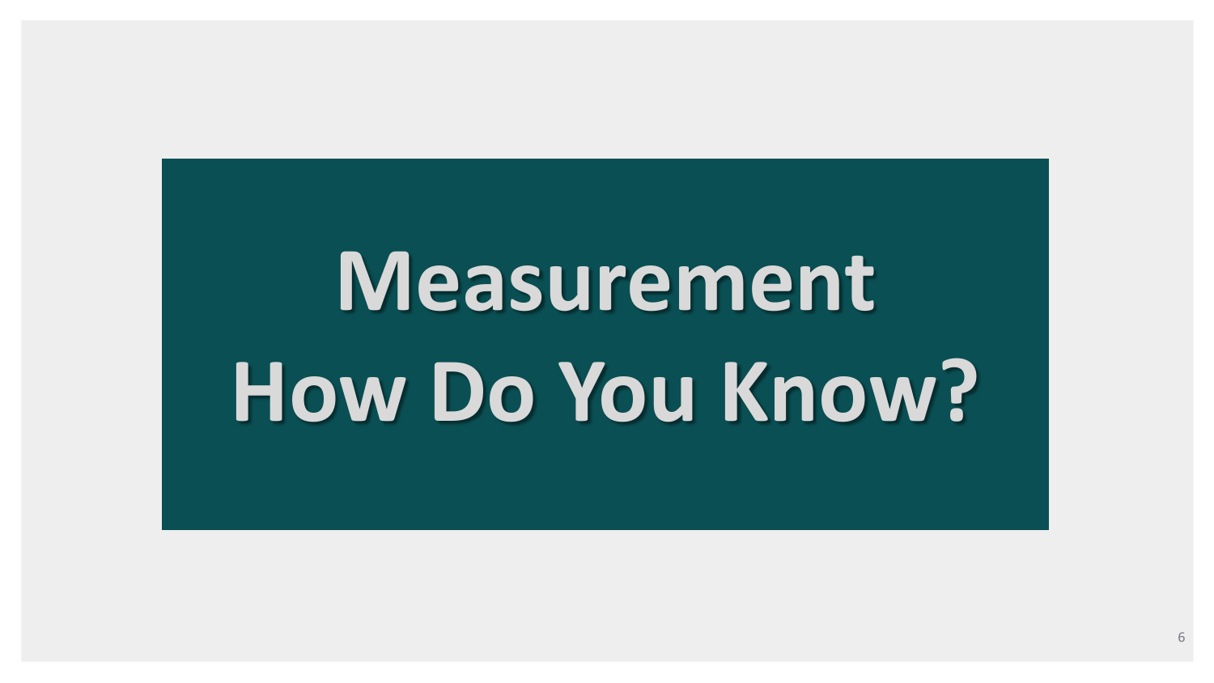# Measurement
# How Do You Know?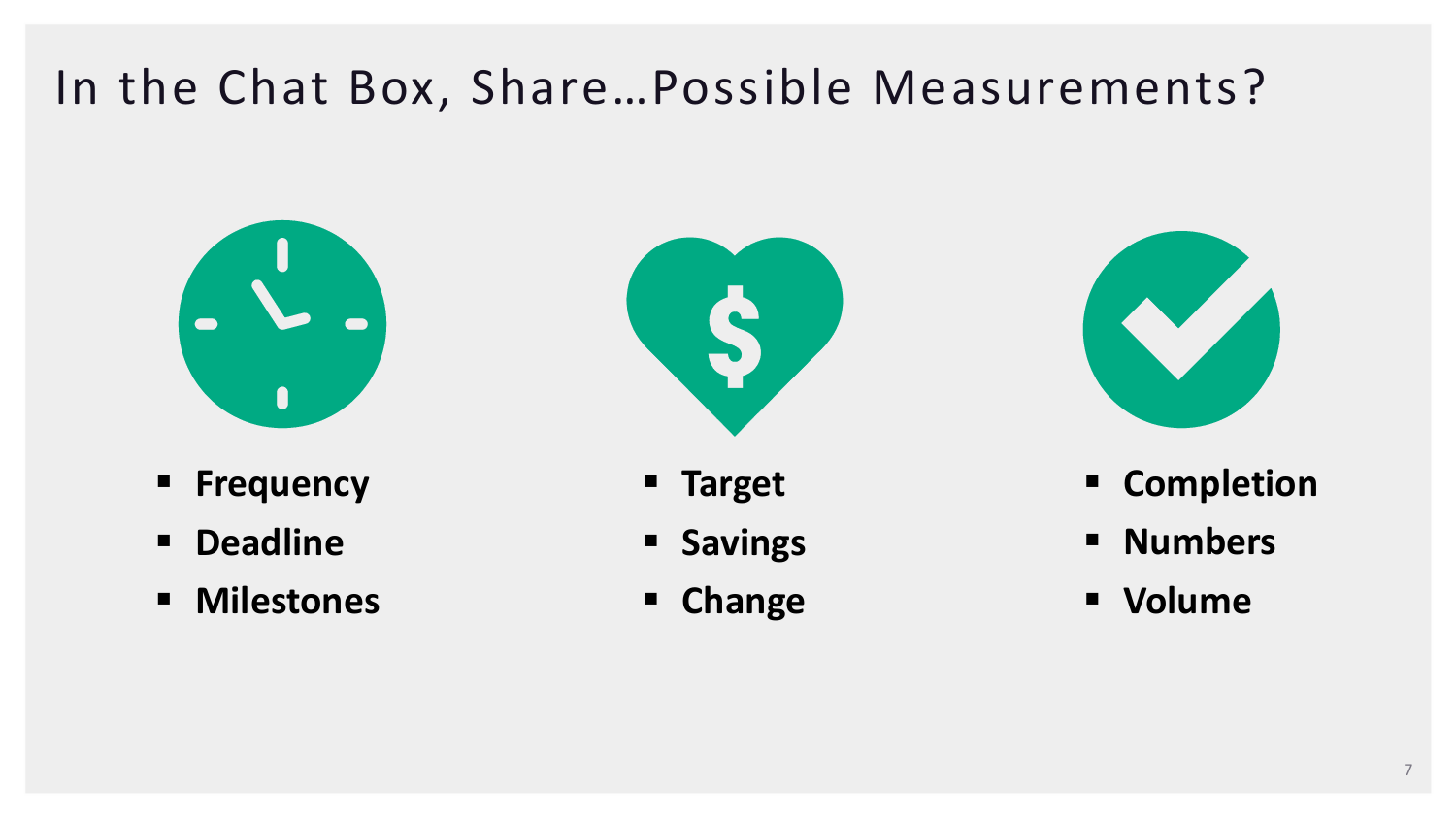# In the Chat Box, Share…Possible Measurements?

- **Frequency**
- **Deadline**
- **Milestones**

- **Target**
- **Savings**
- **Change**

- **Completion**
- **Numbers**
- **Volume**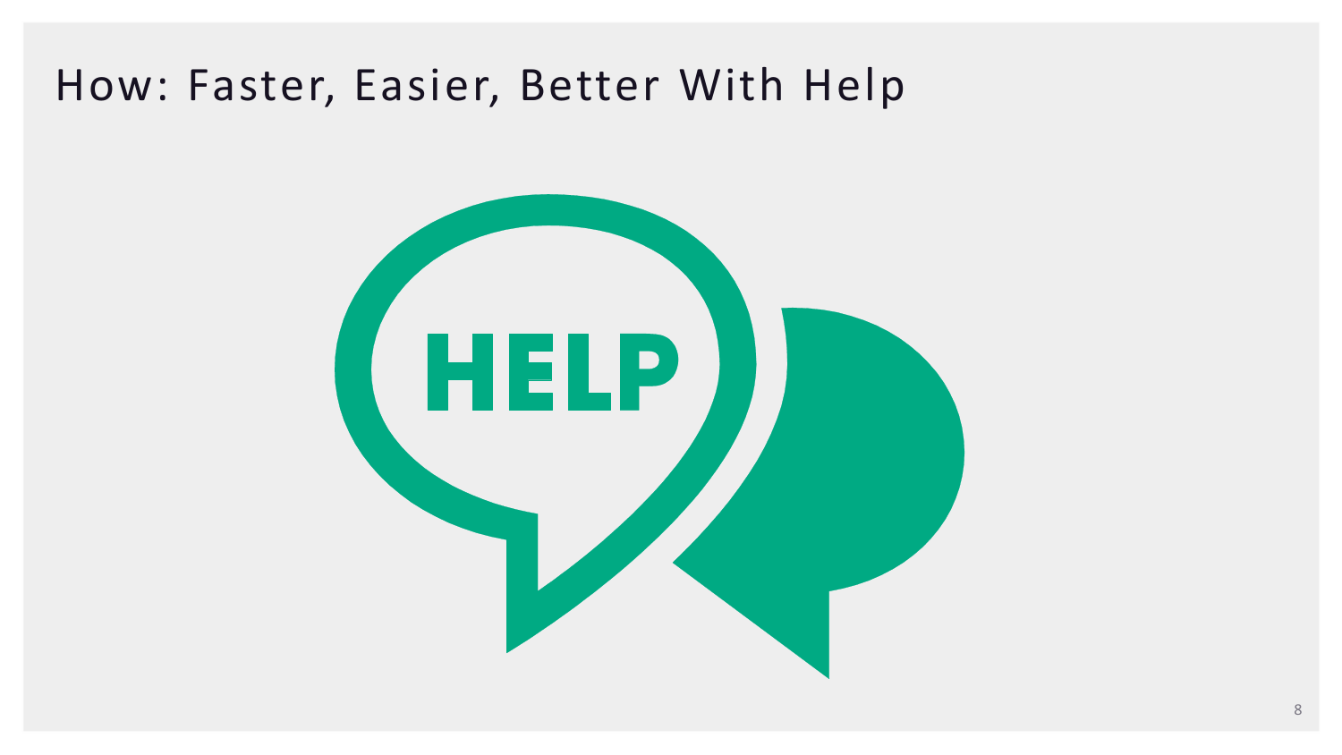# How: Faster, Easier, Better With Help

HELP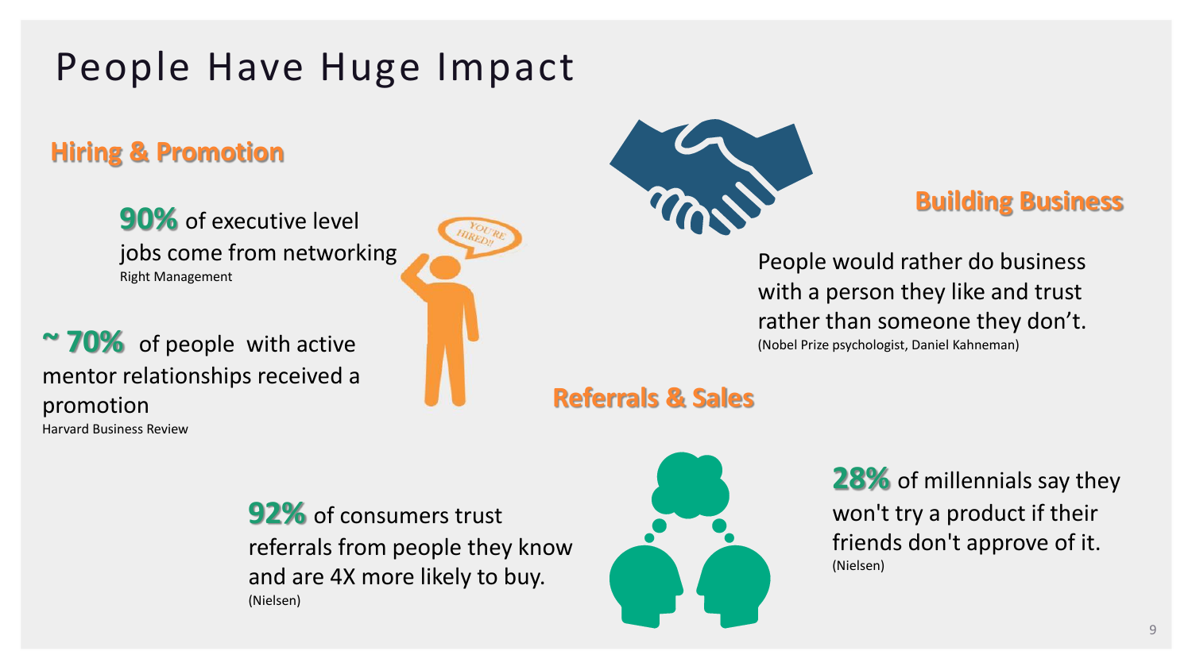# People Have Huge Impact

## Hiring & Promotion

**90%** of executive level jobs come from networking
Right Management

**~ 70%** of people with active mentor relationships received a promotion
Harvard Business Review

## Building Business

People would rather do business with a person they like and trust rather than someone they don't.
(Nobel Prize psychologist, Daniel Kahneman)

## Referrals & Sales

**92%** of consumers trust referrals from people they know and are 4X more likely to buy.
(Nielsen)

**28%** of millennials say they won't try a product if their friends don't approve of it.
(Nielsen)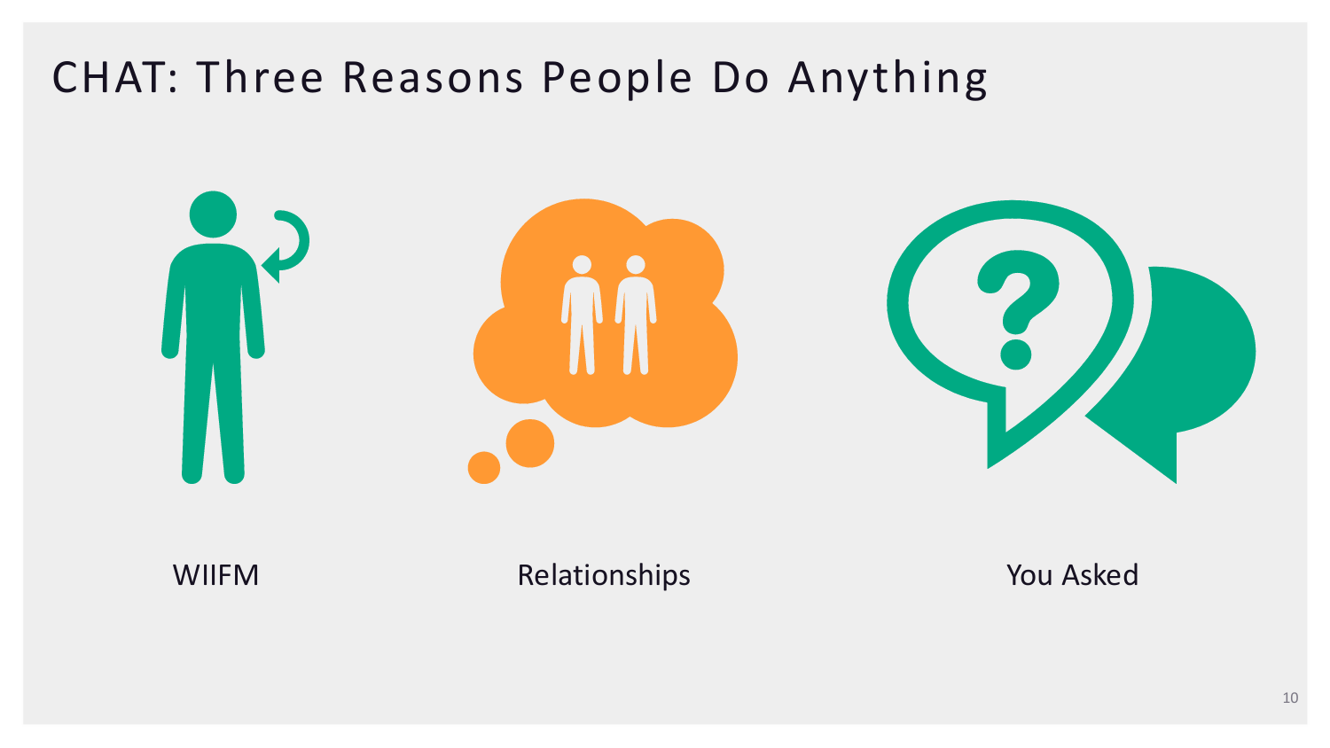# CHAT: Three Reasons People Do Anything

- WIIFM
- Relationships
- You Asked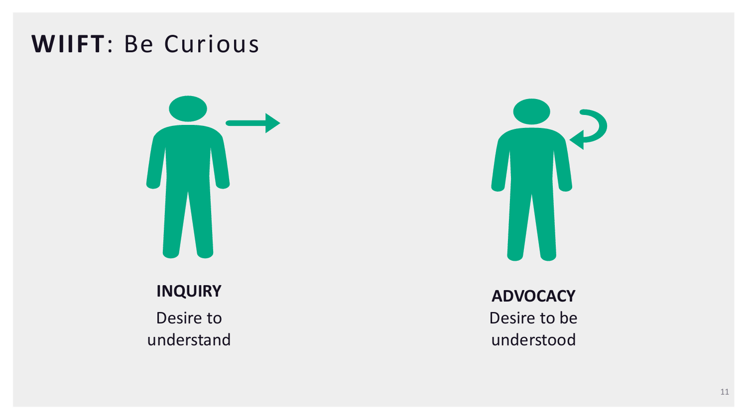# **WIIFT**: Be Curious

**INQUIRY**

Desire to understand

**ADVOCACY**

Desire to be understood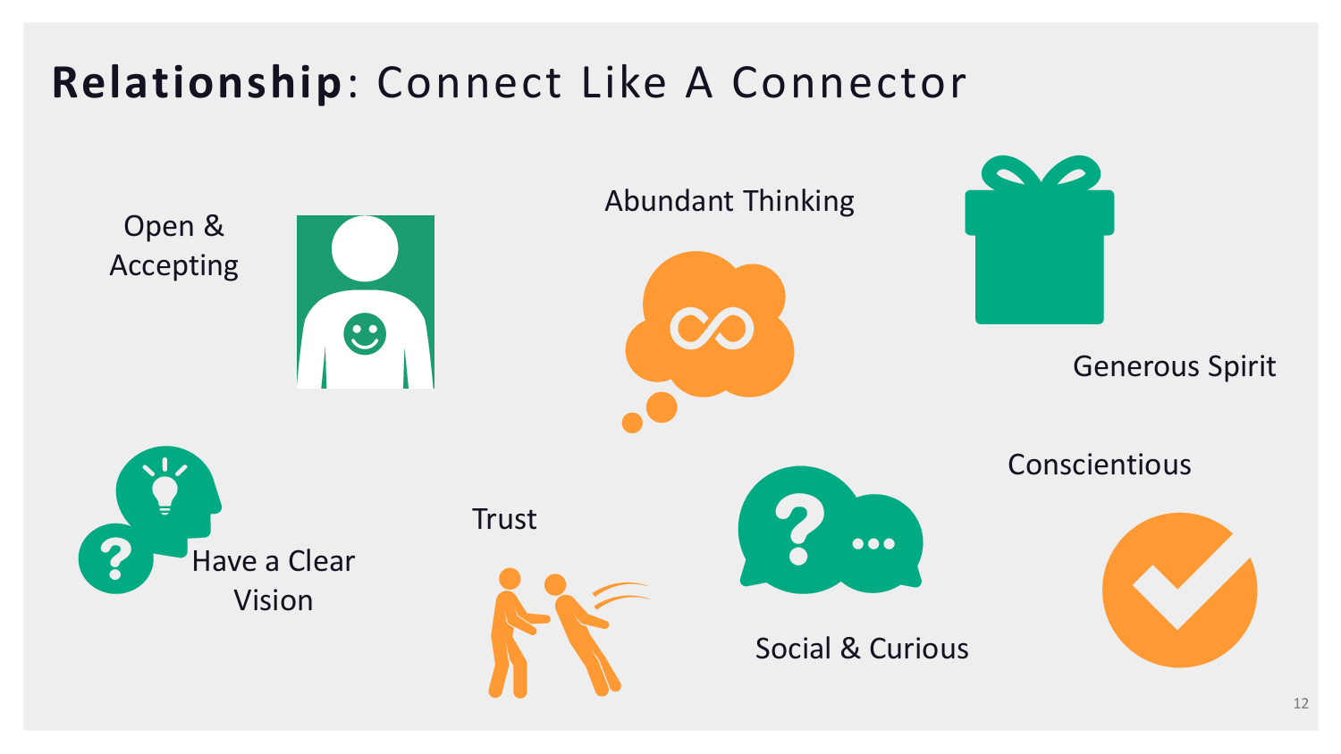# **Relationship**: Connect Like A Connector

- Open & Accepting
- Abundant Thinking
- Generous Spirit
- Have a Clear Vision
- Trust
- Social & Curious
- Conscientious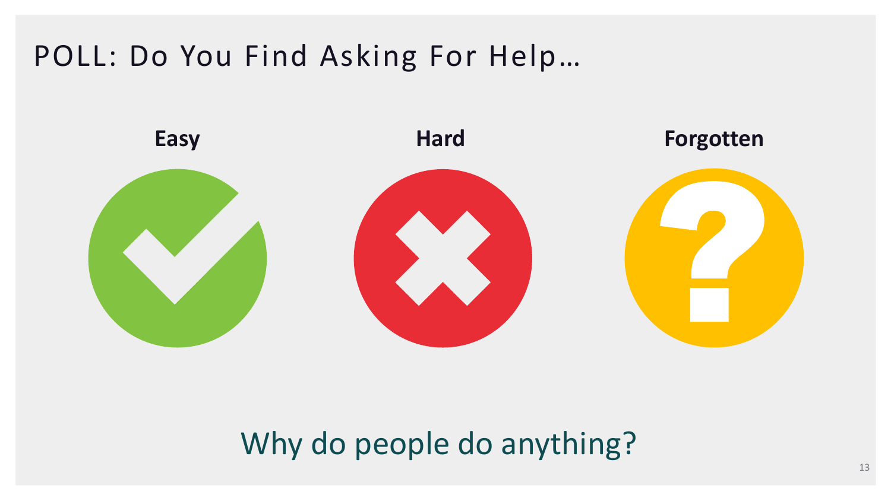# POLL: Do You Find Asking For Help…

**Easy**

**Hard**

**Forgotten**

Why do people do anything?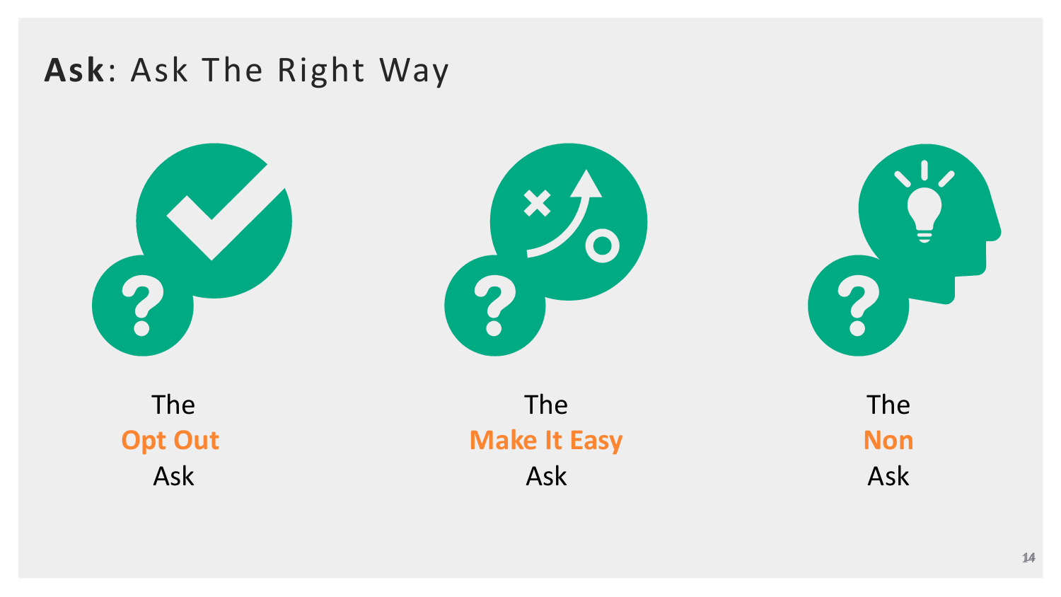# **Ask**: Ask The Right Way

The
**Opt Out**
Ask

The
**Make It Easy**
Ask

The
**Non**
Ask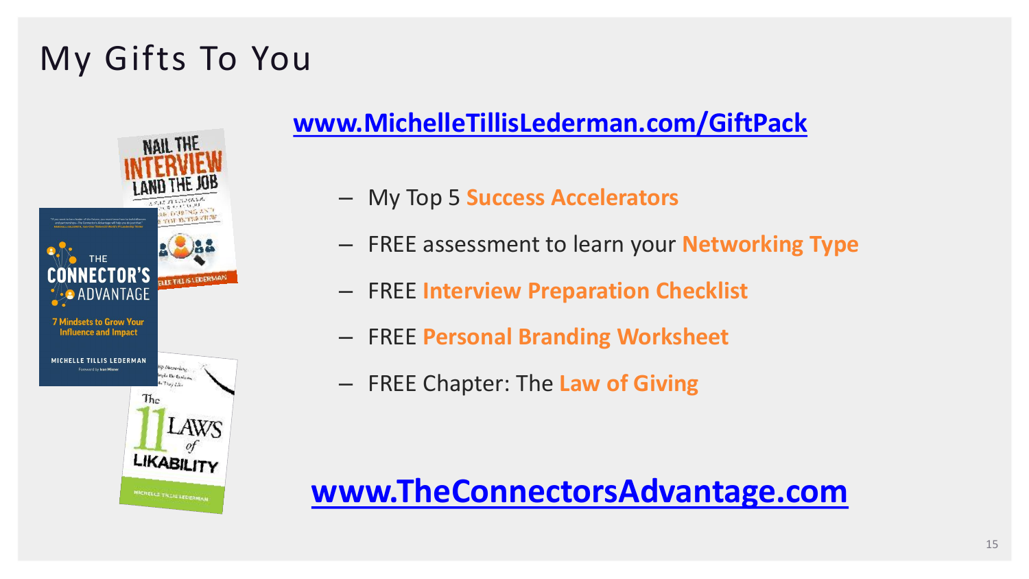# My Gifts To You

**www.MichelleTillisLederman.com/GiftPack**

- My Top 5 **Success Accelerators**
- FREE assessment to learn your **Networking Type**
- FREE **Interview Preparation Checklist**
- FREE **Personal Branding Worksheet**
- FREE Chapter: The **Law of Giving**

**www.TheConnectorsAdvantage.com**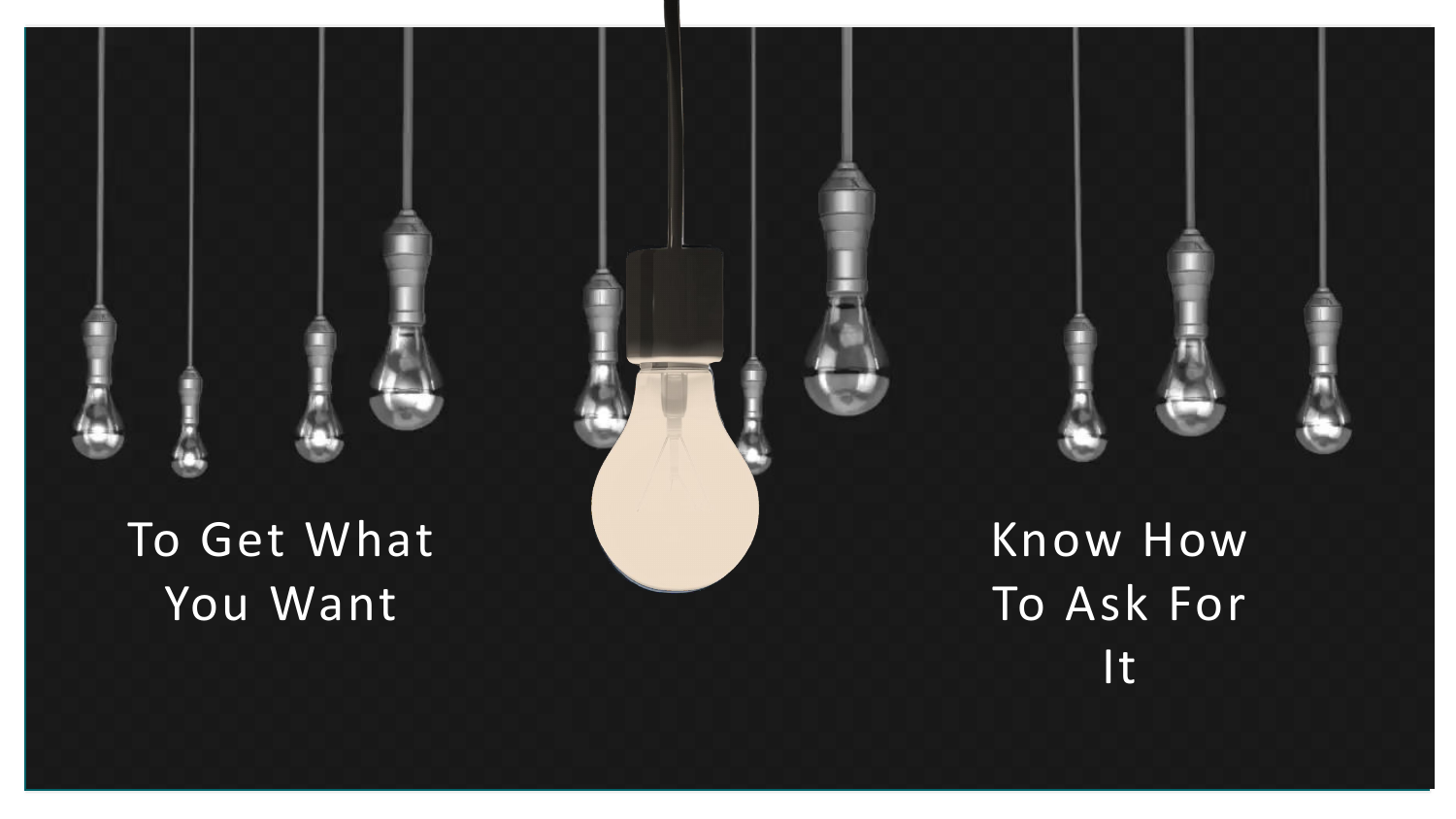To Get What You Want

Know How To Ask For It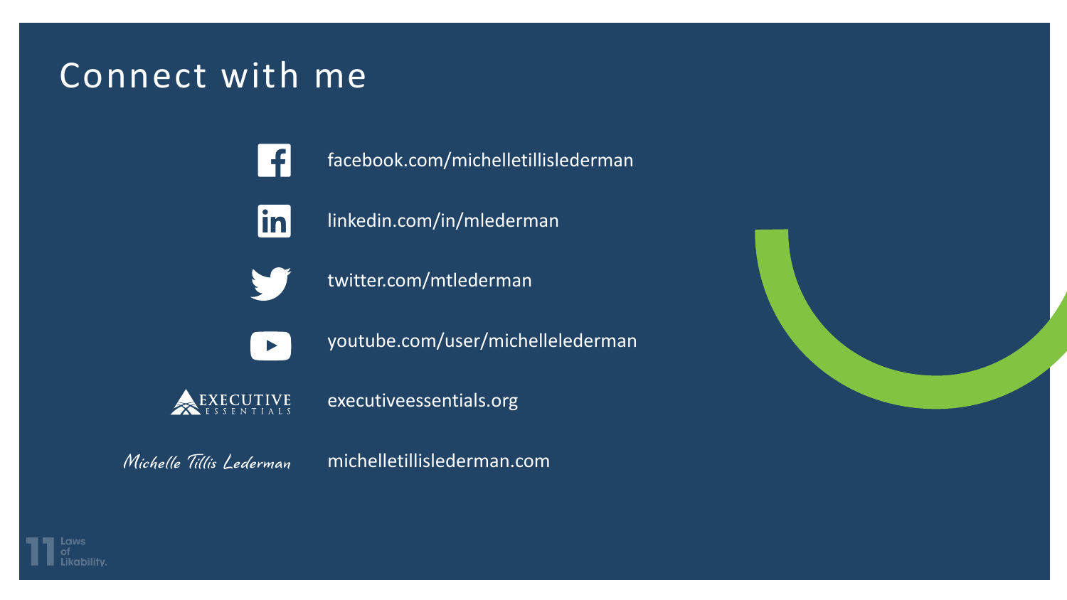# Connect with me

facebook.com/michelletillislederman

linkedin.com/in/mlederman

twitter.com/mtlederman

youtube.com/user/michellelederman

EXECUTIVE ESSENTIALS — executiveessentials.org

Michelle Tillis Lederman — michelletillislederman.com